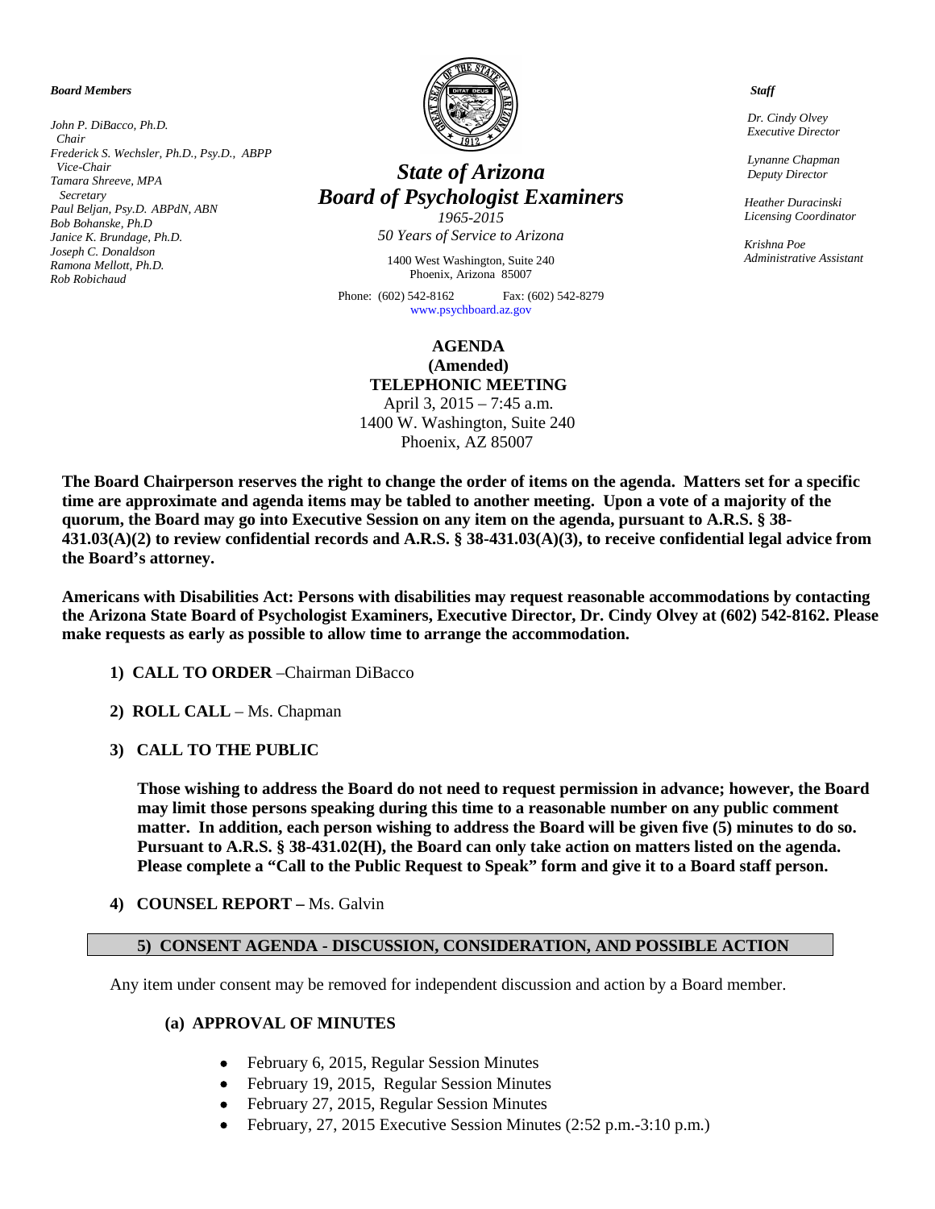*Board Members*

*John P. DiBacco, Ph.D.*
*Chair*
*Frederick S. Wechsler, Ph.D., Psy.D., ABPP*
*Vice-Chair*
*Tamara Shreeve, MPA*
*Secretary*
*Paul Beljan, Psy.D. ABPdN, ABN*
*Bob Bohanske, Ph.D*
*Janice K. Brundage, Ph.D.*
*Joseph C. Donaldson*
*Ramona Mellott, Ph.D.*
*Rob Robichaud*

# *State of Arizona*
# *Board of Psychologist Examiners*

*1965-2015*
*50 Years of Service to Arizona*

1400 West Washington, Suite 240
Phoenix, Arizona 85007

Phone: (602) 542-8162 Fax: (602) 542-8279
www.psychboard.az.gov

*Staff*

*Dr. Cindy Olvey*
*Executive Director*

*Lynanne Chapman*
*Deputy Director*

*Heather Duracinski*
*Licensing Coordinator*

*Krishna Poe*
*Administrative Assistant*

**AGENDA**
**(Amended)**
**TELEPHONIC MEETING**
April 3, 2015 – 7:45 a.m.
1400 W. Washington, Suite 240
Phoenix, AZ 85007

**The Board Chairperson reserves the right to change the order of items on the agenda. Matters set for a specific time are approximate and agenda items may be tabled to another meeting. Upon a vote of a majority of the quorum, the Board may go into Executive Session on any item on the agenda, pursuant to A.R.S. § 38-431.03(A)(2) to review confidential records and A.R.S. § 38-431.03(A)(3), to receive confidential legal advice from the Board's attorney.**

**Americans with Disabilities Act: Persons with disabilities may request reasonable accommodations by contacting the Arizona State Board of Psychologist Examiners, Executive Director, Dr. Cindy Olvey at (602) 542-8162. Please make requests as early as possible to allow time to arrange the accommodation.**

1) **CALL TO ORDER** –Chairman DiBacco

2) **ROLL CALL** – Ms. Chapman

3) **CALL TO THE PUBLIC**

   **Those wishing to address the Board do not need to request permission in advance; however, the Board may limit those persons speaking during this time to a reasonable number on any public comment matter. In addition, each person wishing to address the Board will be given five (5) minutes to do so. Pursuant to A.R.S. § 38-431.02(H), the Board can only take action on matters listed on the agenda. Please complete a "Call to the Public Request to Speak" form and give it to a Board staff person.**

4) **COUNSEL REPORT –** Ms. Galvin

## 5) CONSENT AGENDA - DISCUSSION, CONSIDERATION, AND POSSIBLE ACTION

Any item under consent may be removed for independent discussion and action by a Board member.

### (a) APPROVAL OF MINUTES

- February 6, 2015, Regular Session Minutes
- February 19, 2015, Regular Session Minutes
- February 27, 2015, Regular Session Minutes
- February, 27, 2015 Executive Session Minutes (2:52 p.m.-3:10 p.m.)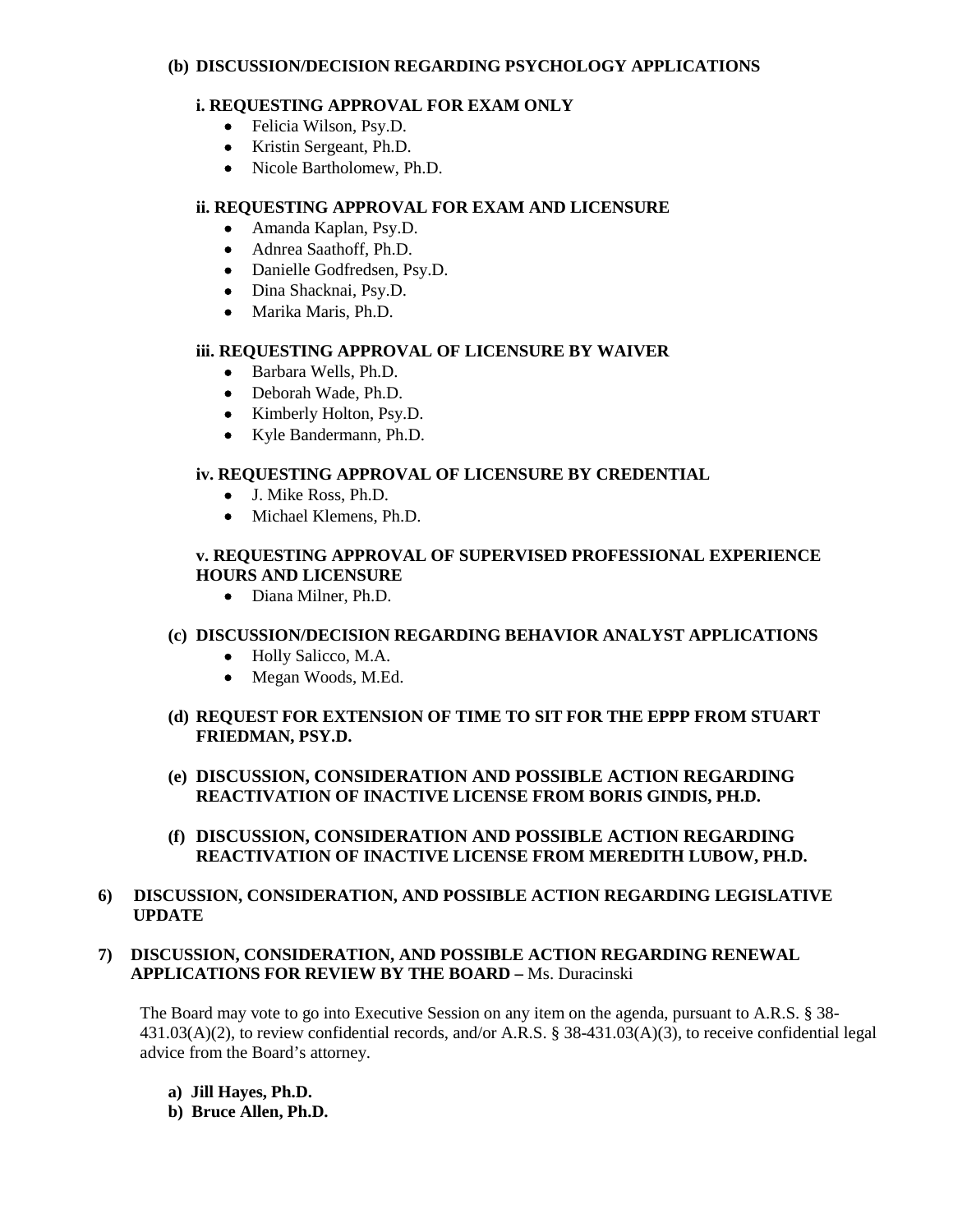**(b) DISCUSSION/DECISION REGARDING PSYCHOLOGY APPLICATIONS**

**i. REQUESTING APPROVAL FOR EXAM ONLY**

- Felicia Wilson, Psy.D.
- Kristin Sergeant, Ph.D.
- Nicole Bartholomew, Ph.D.

**ii. REQUESTING APPROVAL FOR EXAM AND LICENSURE**

- Amanda Kaplan, Psy.D.
- Adnrea Saathoff, Ph.D.
- Danielle Godfredsen, Psy.D.
- Dina Shacknai, Psy.D.
- Marika Maris, Ph.D.

**iii. REQUESTING APPROVAL OF LICENSURE BY WAIVER**

- Barbara Wells, Ph.D.
- Deborah Wade, Ph.D.
- Kimberly Holton, Psy.D.
- Kyle Bandermann, Ph.D.

**iv. REQUESTING APPROVAL OF LICENSURE BY CREDENTIAL**

- J. Mike Ross, Ph.D.
- Michael Klemens, Ph.D.

**v. REQUESTING APPROVAL OF SUPERVISED PROFESSIONAL EXPERIENCE HOURS AND LICENSURE**

- Diana Milner, Ph.D.

**(c) DISCUSSION/DECISION REGARDING BEHAVIOR ANALYST APPLICATIONS**

- Holly Salicco, M.A.
- Megan Woods, M.Ed.

**(d) REQUEST FOR EXTENSION OF TIME TO SIT FOR THE EPPP FROM STUART FRIEDMAN, PSY.D.**

**(e) DISCUSSION, CONSIDERATION AND POSSIBLE ACTION REGARDING REACTIVATION OF INACTIVE LICENSE FROM BORIS GINDIS, PH.D.**

**(f) DISCUSSION, CONSIDERATION AND POSSIBLE ACTION REGARDING REACTIVATION OF INACTIVE LICENSE FROM MEREDITH LUBOW, PH.D.**

**6) DISCUSSION, CONSIDERATION, AND POSSIBLE ACTION REGARDING LEGISLATIVE UPDATE**

**7) DISCUSSION, CONSIDERATION, AND POSSIBLE ACTION REGARDING RENEWAL APPLICATIONS FOR REVIEW BY THE BOARD –** Ms. Duracinski

The Board may vote to go into Executive Session on any item on the agenda, pursuant to A.R.S. § 38-431.03(A)(2), to review confidential records, and/or A.R.S. § 38-431.03(A)(3), to receive confidential legal advice from the Board's attorney.

**a) Jill Hayes, Ph.D.**
**b) Bruce Allen, Ph.D.**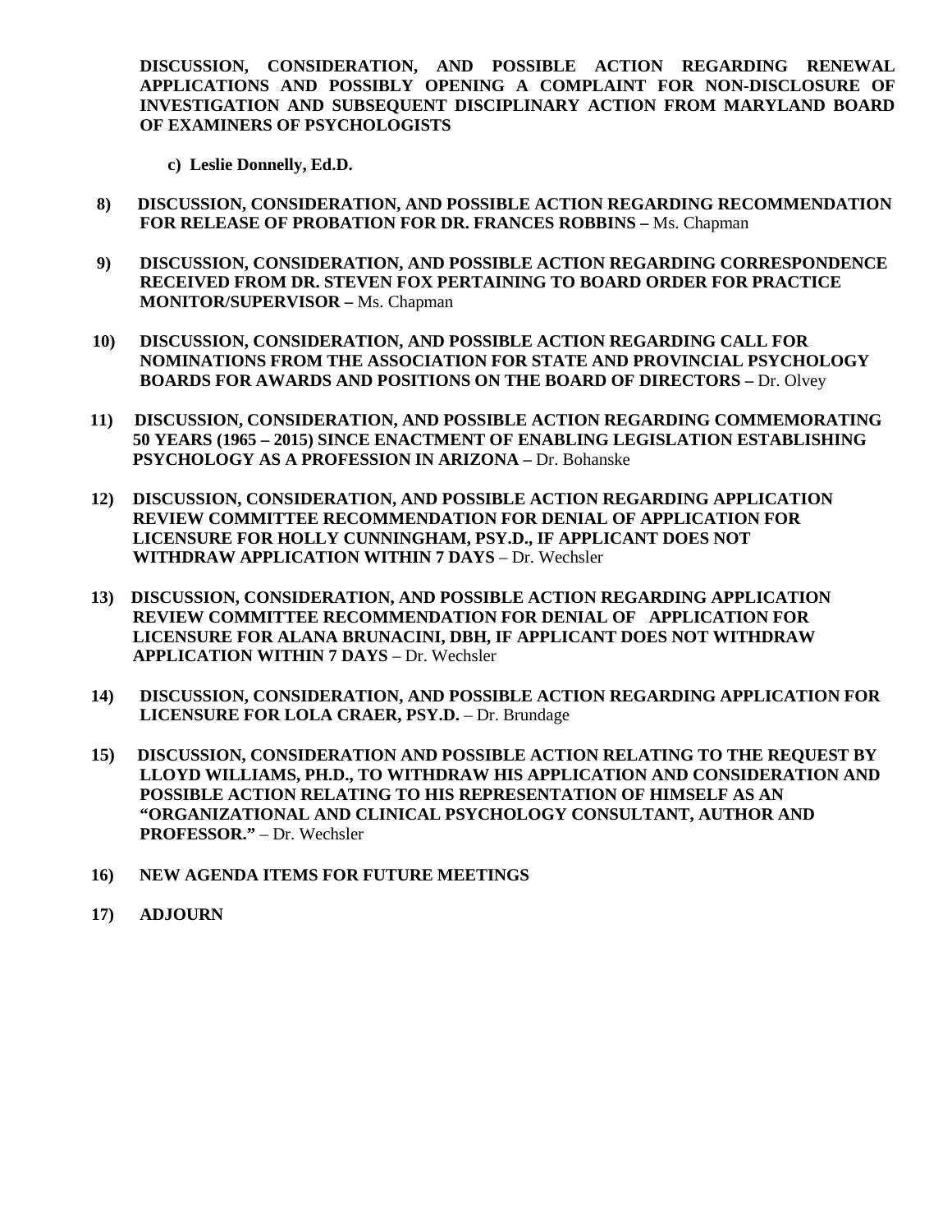**DISCUSSION, CONSIDERATION, AND POSSIBLE ACTION REGARDING RENEWAL APPLICATIONS AND POSSIBLY OPENING A COMPLAINT FOR NON-DISCLOSURE OF INVESTIGATION AND SUBSEQUENT DISCIPLINARY ACTION FROM MARYLAND BOARD OF EXAMINERS OF PSYCHOLOGISTS**

c) **Leslie Donnelly, Ed.D.**

8) **DISCUSSION, CONSIDERATION, AND POSSIBLE ACTION REGARDING RECOMMENDATION FOR RELEASE OF PROBATION FOR DR. FRANCES ROBBINS –** Ms. Chapman

9) **DISCUSSION, CONSIDERATION, AND POSSIBLE ACTION REGARDING CORRESPONDENCE RECEIVED FROM DR. STEVEN FOX PERTAINING TO BOARD ORDER FOR PRACTICE MONITOR/SUPERVISOR –** Ms. Chapman

10) **DISCUSSION, CONSIDERATION, AND POSSIBLE ACTION REGARDING CALL FOR NOMINATIONS FROM THE ASSOCIATION FOR STATE AND PROVINCIAL PSYCHOLOGY BOARDS FOR AWARDS AND POSITIONS ON THE BOARD OF DIRECTORS –** Dr. Olvey

11) **DISCUSSION, CONSIDERATION, AND POSSIBLE ACTION REGARDING COMMEMORATING 50 YEARS (1965 – 2015) SINCE ENACTMENT OF ENABLING LEGISLATION ESTABLISHING PSYCHOLOGY AS A PROFESSION IN ARIZONA –** Dr. Bohanske

12) **DISCUSSION, CONSIDERATION, AND POSSIBLE ACTION REGARDING APPLICATION REVIEW COMMITTEE RECOMMENDATION FOR DENIAL OF APPLICATION FOR LICENSURE FOR HOLLY CUNNINGHAM, PSY.D., IF APPLICANT DOES NOT WITHDRAW APPLICATION WITHIN 7 DAYS** – Dr. Wechsler

13) **DISCUSSION, CONSIDERATION, AND POSSIBLE ACTION REGARDING APPLICATION REVIEW COMMITTEE RECOMMENDATION FOR DENIAL OF APPLICATION FOR LICENSURE FOR ALANA BRUNACINI, DBH, IF APPLICANT DOES NOT WITHDRAW APPLICATION WITHIN 7 DAYS** – Dr. Wechsler

14) **DISCUSSION, CONSIDERATION, AND POSSIBLE ACTION REGARDING APPLICATION FOR LICENSURE FOR LOLA CRAER, PSY.D.** – Dr. Brundage

15) **DISCUSSION, CONSIDERATION AND POSSIBLE ACTION RELATING TO THE REQUEST BY LLOYD WILLIAMS, PH.D., TO WITHDRAW HIS APPLICATION AND CONSIDERATION AND POSSIBLE ACTION RELATING TO HIS REPRESENTATION OF HIMSELF AS AN "ORGANIZATIONAL AND CLINICAL PSYCHOLOGY CONSULTANT, AUTHOR AND PROFESSOR."** – Dr. Wechsler

16) **NEW AGENDA ITEMS FOR FUTURE MEETINGS**

17) **ADJOURN**